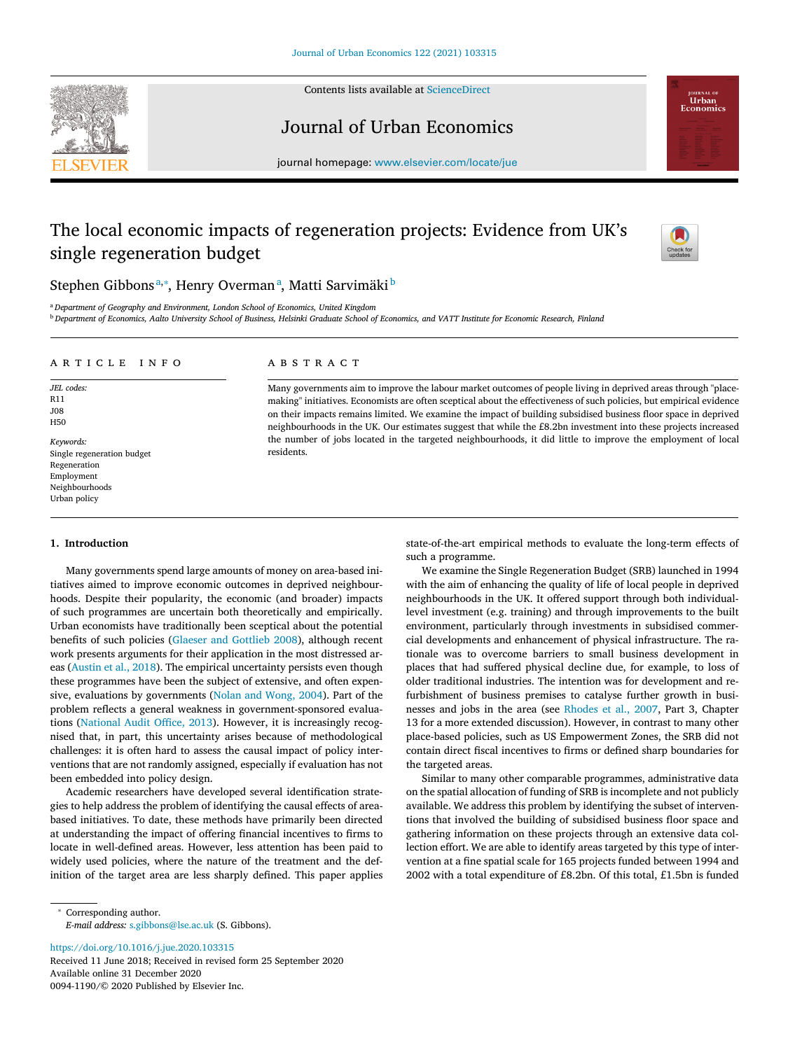# The local economic impacts of regeneration projects: Evidence from UK's single regeneration budget

Stephen Gibbons[a,*], Henry Overman[a], Matti Sarvimäki[b]

[a] Department of Geography and Environment, London School of Economics, United Kingdom

[b] Department of Economics, Aalto University School of Business, Helsinki Graduate School of Economics, and VATT Institute for Economic Research, Finland

## ARTICLE INFO

*JEL codes:*
R11
J08
H50

*Keywords:*
Single regeneration budget
Regeneration
Employment
Neighbourhoods
Urban policy

## ABSTRACT

Many governments aim to improve the labour market outcomes of people living in deprived areas through "place-making" initiatives. Economists are often sceptical about the effectiveness of such policies, but empirical evidence on their impacts remains limited. We examine the impact of building subsidised business floor space in deprived neighbourhoods in the UK. Our estimates suggest that while the £8.2bn investment into these projects increased the number of jobs located in the targeted neighbourhoods, it did little to improve the employment of local residents.

## 1. Introduction

Many governments spend large amounts of money on area-based initiatives aimed to improve economic outcomes in deprived neighbourhoods. Despite their popularity, the economic (and broader) impacts of such programmes are uncertain both theoretically and empirically. Urban economists have traditionally been sceptical about the potential benefits of such policies (Glaeser and Gottlieb 2008), although recent work presents arguments for their application in the most distressed areas (Austin et al., 2018). The empirical uncertainty persists even though these programmes have been the subject of extensive, and often expensive, evaluations by governments (Nolan and Wong, 2004). Part of the problem reflects a general weakness in government-sponsored evaluations (National Audit Office, 2013). However, it is increasingly recognised that, in part, this uncertainty arises because of methodological challenges: it is often hard to assess the causal impact of policy interventions that are not randomly assigned, especially if evaluation has not been embedded into policy design.

Academic researchers have developed several identification strategies to help address the problem of identifying the causal effects of area-based initiatives. To date, these methods have primarily been directed at understanding the impact of offering financial incentives to firms to locate in well-defined areas. However, less attention has been paid to widely used policies, where the nature of the treatment and the definition of the target area are less sharply defined. This paper applies state-of-the-art empirical methods to evaluate the long-term effects of such a programme.

We examine the Single Regeneration Budget (SRB) launched in 1994 with the aim of enhancing the quality of life of local people in deprived neighbourhoods in the UK. It offered support through both individual-level investment (e.g. training) and through improvements to the built environment, particularly through investments in subsidised commercial developments and enhancement of physical infrastructure. The rationale was to overcome barriers to small business development in places that had suffered physical decline due, for example, to loss of older traditional industries. The intention was for development and refurbishment of business premises to catalyse further growth in businesses and jobs in the area (see Rhodes et al., 2007, Part 3, Chapter 13 for a more extended discussion). However, in contrast to many other place-based policies, such as US Empowerment Zones, the SRB did not contain direct fiscal incentives to firms or defined sharp boundaries for the targeted areas.

Similar to many other comparable programmes, administrative data on the spatial allocation of funding of SRB is incomplete and not publicly available. We address this problem by identifying the subset of interventions that involved the building of subsidised business floor space and gathering information on these projects through an extensive data collection effort. We are able to identify areas targeted by this type of intervention at a fine spatial scale for 165 projects funded between 1994 and 2002 with a total expenditure of £8.2bn. Of this total, £1.5bn is funded

\* Corresponding author.
*E-mail address:* s.gibbons@lse.ac.uk (S. Gibbons).

https://doi.org/10.1016/j.jue.2020.103315
Received 11 June 2018; Received in revised form 25 September 2020
Available online 31 December 2020
0094-1190/© 2020 Published by Elsevier Inc.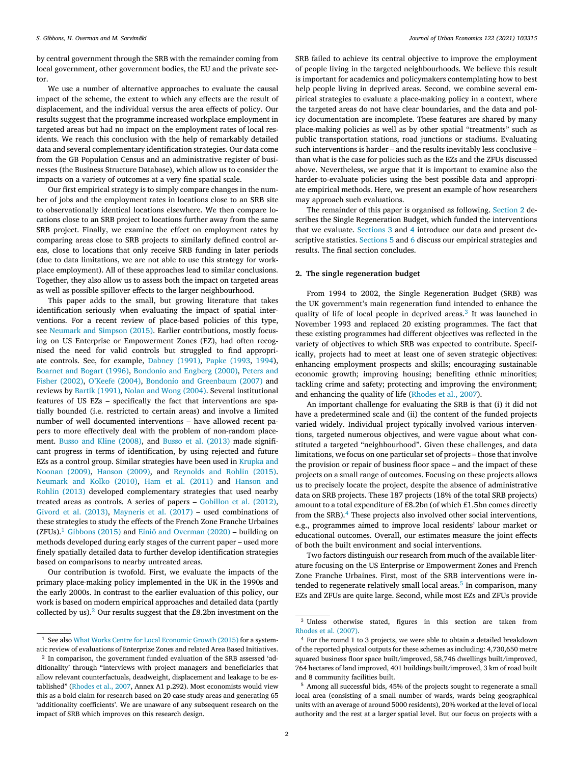by central government through the SRB with the remainder coming from local government, other government bodies, the EU and the private sector.

We use a number of alternative approaches to evaluate the causal impact of the scheme, the extent to which any effects are the result of displacement, and the individual versus the area effects of policy. Our results suggest that the programme increased workplace employment in targeted areas but had no impact on the employment rates of local residents. We reach this conclusion with the help of remarkably detailed data and several complementary identification strategies. Our data come from the GB Population Census and an administrative register of businesses (the Business Structure Database), which allow us to consider the impacts on a variety of outcomes at a very fine spatial scale.

Our first empirical strategy is to simply compare changes in the number of jobs and the employment rates in locations close to an SRB site to observationally identical locations elsewhere. We then compare locations close to an SRB project to locations further away from the same SRB project. Finally, we examine the effect on employment rates by comparing areas close to SRB projects to similarly defined control areas, close to locations that only receive SRB funding in later periods (due to data limitations, we are not able to use this strategy for workplace employment). All of these approaches lead to similar conclusions. Together, they also allow us to assess both the impact on targeted areas as well as possible spillover effects to the larger neighbourhood.

This paper adds to the small, but growing literature that takes identification seriously when evaluating the impact of spatial interventions. For a recent review of place-based policies of this type, see Neumark and Simpson (2015). Earlier contributions, mostly focusing on US Enterprise or Empowerment Zones (EZ), had often recognised the need for valid controls but struggled to find appropriate controls. See, for example, Dabney (1991), Papke (1993, 1994), Boarnet and Bogart (1996), Bondonio and Engberg (2000), Peters and Fisher (2002), O'Keefe (2004), Bondonio and Greenbaum (2007) and reviews by Bartik (1991), Nolan and Wong (2004). Several institutional features of US EZs – specifically the fact that interventions are spatially bounded (i.e. restricted to certain areas) and involve a limited number of well documented interventions – have allowed recent papers to more effectively deal with the problem of non-random placement. Busso and Kline (2008), and Busso et al. (2013) made significant progress in terms of identification, by using rejected and future EZs as a control group. Similar strategies have been used in Krupka and Noonan (2009), Hanson (2009), and Reynolds and Rohlin (2015). Neumark and Kolko (2010), Ham et al. (2011) and Hanson and Rohlin (2013) developed complementary strategies that used nearby treated areas as controls. A series of papers – Gobillon et al. (2012), Givord et al. (2013), Mayneris et al. (2017) – used combinations of these strategies to study the effects of the French Zone Franche Urbaines (ZFUs).[1] Gibbons (2015) and Einiö and Overman (2020) – building on methods developed during early stages of the current paper – used more finely spatially detailed data to further develop identification strategies based on comparisons to nearby untreated areas.

Our contribution is twofold. First, we evaluate the impacts of the primary place-making policy implemented in the UK in the 1990s and the early 2000s. In contrast to the earlier evaluation of this policy, our work is based on modern empirical approaches and detailed data (partly collected by us).[2] Our results suggest that the £8.2bn investment on the SRB failed to achieve its central objective to improve the employment of people living in the targeted neighbourhoods. We believe this result is important for academics and policymakers contemplating how to best help people living in deprived areas. Second, we combine several empirical strategies to evaluate a place-making policy in a context, where the targeted areas do not have clear boundaries, and the data and policy documentation are incomplete. These features are shared by many place-making policies as well as by other spatial "treatments" such as public transportation stations, road junctions or stadiums. Evaluating such interventions is harder – and the results inevitably less conclusive – than what is the case for policies such as the EZs and the ZFUs discussed above. Nevertheless, we argue that it is important to examine also the harder-to-evaluate policies using the best possible data and appropriate empirical methods. Here, we present an example of how researchers may approach such evaluations.

The remainder of this paper is organised as following. Section 2 describes the Single Regeneration Budget, which funded the interventions that we evaluate. Sections 3 and 4 introduce our data and present descriptive statistics. Sections 5 and 6 discuss our empirical strategies and results. The final section concludes.

## 2. The single regeneration budget

From 1994 to 2002, the Single Regeneration Budget (SRB) was the UK government's main regeneration fund intended to enhance the quality of life of local people in deprived areas.[3] It was launched in November 1993 and replaced 20 existing programmes. The fact that these existing programmes had different objectives was reflected in the variety of objectives to which SRB was expected to contribute. Specifically, projects had to meet at least one of seven strategic objectives: enhancing employment prospects and skills; encouraging sustainable economic growth; improving housing; benefiting ethnic minorities; tackling crime and safety; protecting and improving the environment; and enhancing the quality of life (Rhodes et al., 2007).

An important challenge for evaluating the SRB is that (i) it did not have a predetermined scale and (ii) the content of the funded projects varied widely. Individual project typically involved various interventions, targeted numerous objectives, and were vague about what constituted a targeted "neighbourhood". Given these challenges, and data limitations, we focus on one particular set of projects – those that involve the provision or repair of business floor space – and the impact of these projects on a small range of outcomes. Focusing on these projects allows us to precisely locate the project, despite the absence of administrative data on SRB projects. These 187 projects (18% of the total SRB projects) amount to a total expenditure of £8.2bn (of which £1.5bn comes directly from the SRB).[4] These projects also involved other social interventions, e.g., programmes aimed to improve local residents' labour market or educational outcomes. Overall, our estimates measure the joint effects of both the built environment and social interventions.

Two factors distinguish our research from much of the available literature focusing on the US Enterprise or Empowerment Zones and French Zone Franche Urbaines. First, most of the SRB interventions were intended to regenerate relatively small local areas.[5] In comparison, many EZs and ZFUs are quite large. Second, while most EZs and ZFUs provide

---

[1] See also What Works Centre for Local Economic Growth (2015) for a systematic review of evaluations of Enterprize Zones and related Area Based Initiatives.

[2] In comparison, the government funded evaluation of the SRB assessed 'additionality' through "interviews with project managers and beneficiaries that allow relevant counterfactuals, deadweight, displacement and leakage to be established" (Rhodes et al., 2007, Annex A1 p.292). Most economists would view this as a bold claim for research based on 20 case study areas and generating 65 'additionality coefficients'. We are unaware of any subsequent research on the impact of SRB which improves on this research design.

[3] Unless otherwise stated, figures in this section are taken from Rhodes et al. (2007).

[4] For the round 1 to 3 projects, we were able to obtain a detailed breakdown of the reported physical outputs for these schemes as including: 4,730,650 metre squared business floor space built/improved, 58,746 dwellings built/improved, 764 hectares of land improved, 401 buildings built/improved, 3 km of road built and 8 community facilities built.

[5] Among all successful bids, 45% of the projects sought to regenerate a small local area (consisting of a small number of wards, wards being geographical units with an average of around 5000 residents), 20% worked at the level of local authority and the rest at a larger spatial level. But our focus on projects with a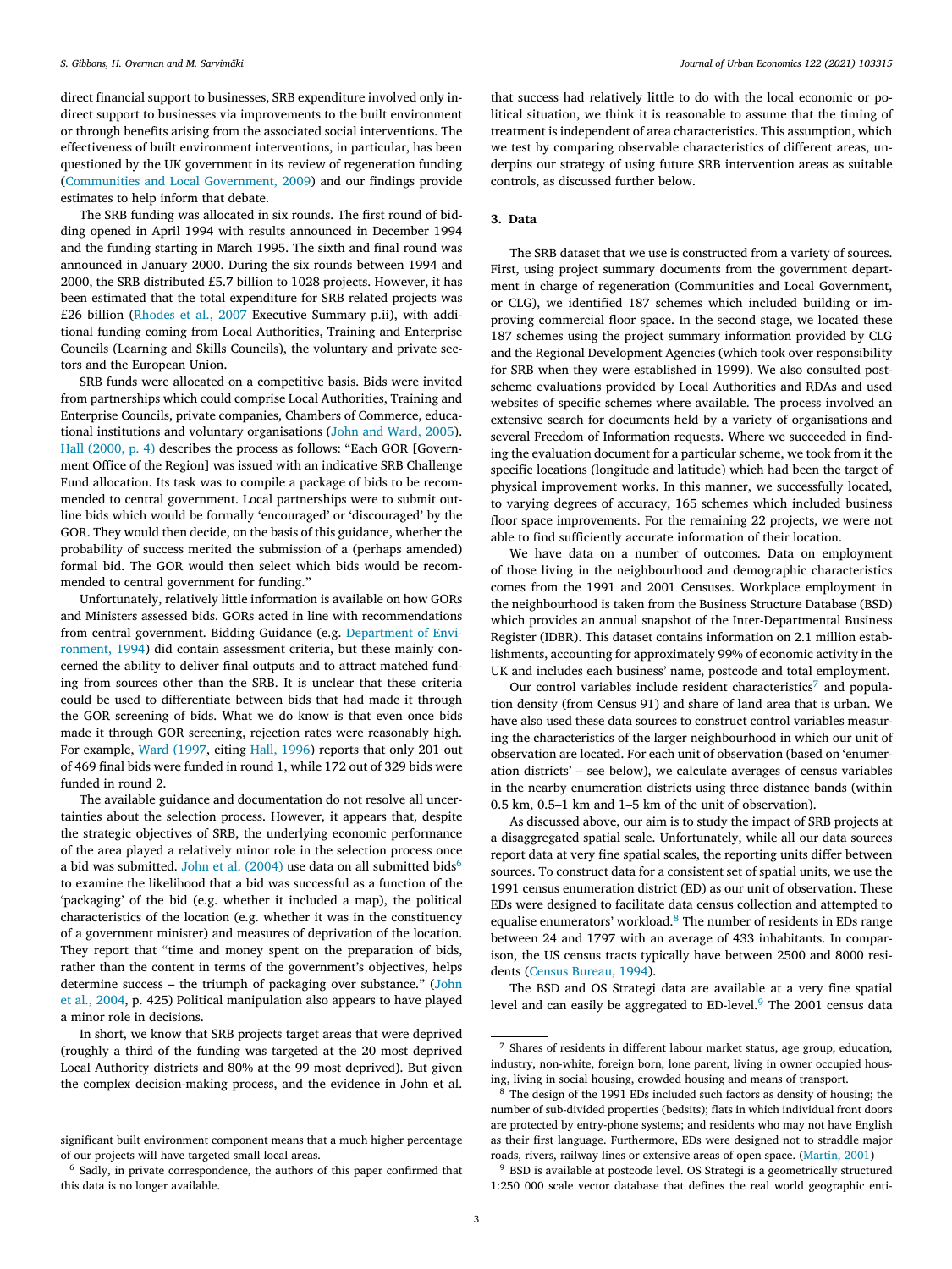direct financial support to businesses, SRB expenditure involved only indirect support to businesses via improvements to the built environment or through benefits arising from the associated social interventions. The effectiveness of built environment interventions, in particular, has been questioned by the UK government in its review of regeneration funding (Communities and Local Government, 2009) and our findings provide estimates to help inform that debate.

The SRB funding was allocated in six rounds. The first round of bidding opened in April 1994 with results announced in December 1994 and the funding starting in March 1995. The sixth and final round was announced in January 2000. During the six rounds between 1994 and 2000, the SRB distributed £5.7 billion to 1028 projects. However, it has been estimated that the total expenditure for SRB related projects was £26 billion (Rhodes et al., 2007 Executive Summary p.ii), with additional funding coming from Local Authorities, Training and Enterprise Councils (Learning and Skills Councils), the voluntary and private sectors and the European Union.

SRB funds were allocated on a competitive basis. Bids were invited from partnerships which could comprise Local Authorities, Training and Enterprise Councils, private companies, Chambers of Commerce, educational institutions and voluntary organisations (John and Ward, 2005). Hall (2000, p. 4) describes the process as follows: "Each GOR [Government Office of the Region] was issued with an indicative SRB Challenge Fund allocation. Its task was to compile a package of bids to be recommended to central government. Local partnerships were to submit outline bids which would be formally 'encouraged' or 'discouraged' by the GOR. They would then decide, on the basis of this guidance, whether the probability of success merited the submission of a (perhaps amended) formal bid. The GOR would then select which bids would be recommended to central government for funding."

Unfortunately, relatively little information is available on how GORs and Ministers assessed bids. GORs acted in line with recommendations from central government. Bidding Guidance (e.g. Department of Environment, 1994) did contain assessment criteria, but these mainly concerned the ability to deliver final outputs and to attract matched funding from sources other than the SRB. It is unclear that these criteria could be used to differentiate between bids that had made it through the GOR screening of bids. What we do know is that even once bids made it through GOR screening, rejection rates were reasonably high. For example, Ward (1997, citing Hall, 1996) reports that only 201 out of 469 final bids were funded in round 1, while 172 out of 329 bids were funded in round 2.

The available guidance and documentation do not resolve all uncertainties about the selection process. However, it appears that, despite the strategic objectives of SRB, the underlying economic performance of the area played a relatively minor role in the selection process once a bid was submitted. John et al. (2004) use data on all submitted bids[6] to examine the likelihood that a bid was successful as a function of the 'packaging' of the bid (e.g. whether it included a map), the political characteristics of the location (e.g. whether it was in the constituency of a government minister) and measures of deprivation of the location. They report that "time and money spent on the preparation of bids, rather than the content in terms of the government's objectives, helps determine success – the triumph of packaging over substance." (John et al., 2004, p. 425) Political manipulation also appears to have played a minor role in decisions.

In short, we know that SRB projects target areas that were deprived (roughly a third of the funding was targeted at the 20 most deprived Local Authority districts and 80% at the 99 most deprived). But given the complex decision-making process, and the evidence in John et al. that success had relatively little to do with the local economic or political situation, we think it is reasonable to assume that the timing of treatment is independent of area characteristics. This assumption, which we test by comparing observable characteristics of different areas, underpins our strategy of using future SRB intervention areas as suitable controls, as discussed further below.

## 3. Data

The SRB dataset that we use is constructed from a variety of sources. First, using project summary documents from the government department in charge of regeneration (Communities and Local Government, or CLG), we identified 187 schemes which included building or improving commercial floor space. In the second stage, we located these 187 schemes using the project summary information provided by CLG and the Regional Development Agencies (which took over responsibility for SRB when they were established in 1999). We also consulted post-scheme evaluations provided by Local Authorities and RDAs and used websites of specific schemes where available. The process involved an extensive search for documents held by a variety of organisations and several Freedom of Information requests. Where we succeeded in finding the evaluation document for a particular scheme, we took from it the specific locations (longitude and latitude) which had been the target of physical improvement works. In this manner, we successfully located, to varying degrees of accuracy, 165 schemes which included business floor space improvements. For the remaining 22 projects, we were not able to find sufficiently accurate information of their location.

We have data on a number of outcomes. Data on employment of those living in the neighbourhood and demographic characteristics comes from the 1991 and 2001 Censuses. Workplace employment in the neighbourhood is taken from the Business Structure Database (BSD) which provides an annual snapshot of the Inter-Departmental Business Register (IDBR). This dataset contains information on 2.1 million establishments, accounting for approximately 99% of economic activity in the UK and includes each business' name, postcode and total employment.

Our control variables include resident characteristics[7] and population density (from Census 91) and share of land area that is urban. We have also used these data sources to construct control variables measuring the characteristics of the larger neighbourhood in which our unit of observation are located. For each unit of observation (based on 'enumeration districts' – see below), we calculate averages of census variables in the nearby enumeration districts using three distance bands (within 0.5 km, 0.5–1 km and 1–5 km of the unit of observation).

As discussed above, our aim is to study the impact of SRB projects at a disaggregated spatial scale. Unfortunately, while all our data sources report data at very fine spatial scales, the reporting units differ between sources. To construct data for a consistent set of spatial units, we use the 1991 census enumeration district (ED) as our unit of observation. These EDs were designed to facilitate data census collection and attempted to equalise enumerators' workload.[8] The number of residents in EDs range between 24 and 1797 with an average of 433 inhabitants. In comparison, the US census tracts typically have between 2500 and 8000 residents (Census Bureau, 1994).

The BSD and OS Strategi data are available at a very fine spatial level and can easily be aggregated to ED-level.[9] The 2001 census data

---

significant built environment component means that a much higher percentage of our projects will have targeted small local areas.

[6] Sadly, in private correspondence, the authors of this paper confirmed that this data is no longer available.

[7] Shares of residents in different labour market status, age group, education, industry, non-white, foreign born, lone parent, living in owner occupied housing, living in social housing, crowded housing and means of transport.

[8] The design of the 1991 EDs included such factors as density of housing; the number of sub-divided properties (bedsits); flats in which individual front doors are protected by entry-phone systems; and residents who may not have English as their first language. Furthermore, EDs were designed not to straddle major roads, rivers, railway lines or extensive areas of open space. (Martin, 2001)

[9] BSD is available at postcode level. OS Strategi is a geometrically structured 1:250 000 scale vector database that defines the real world geographic enti-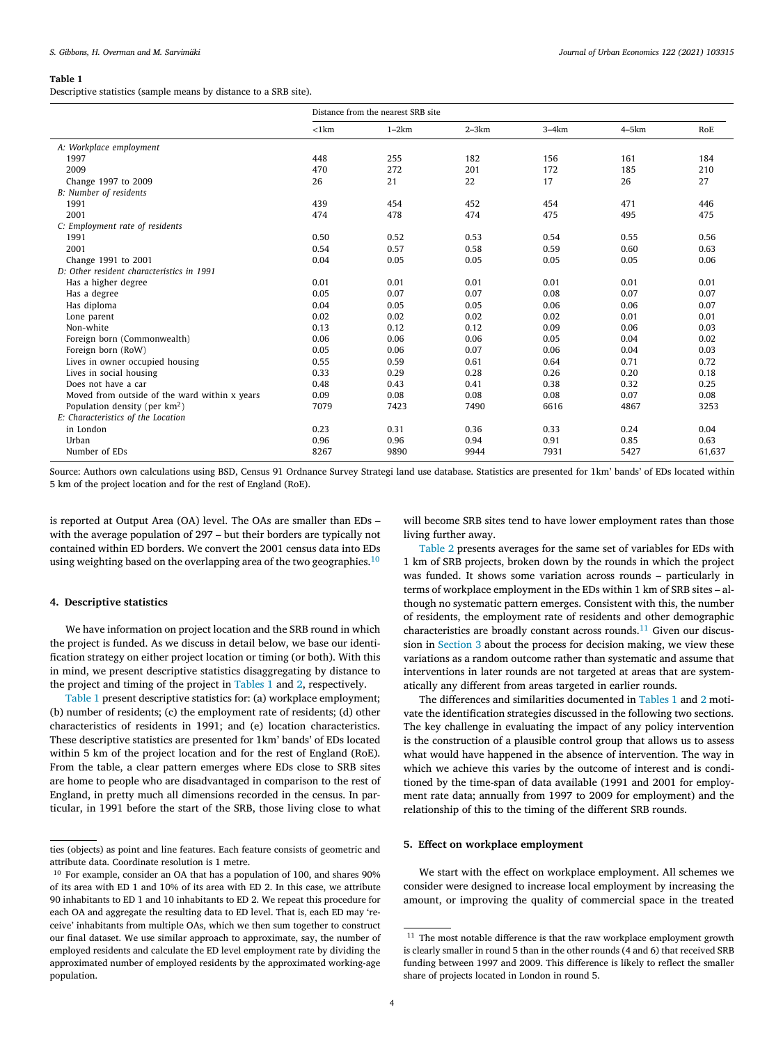**Table 1**
Descriptive statistics (sample means by distance to a SRB site).

| | Distance from the nearest SRB site | | | | | |
|---|---|---|---|---|---|---|
| | <1km | 1–2km | 2–3km | 3–4km | 4–5km | RoE |
| *A: Workplace employment* | | | | | | |
| 1997 | 448 | 255 | 182 | 156 | 161 | 184 |
| 2009 | 470 | 272 | 201 | 172 | 185 | 210 |
| Change 1997 to 2009 | 26 | 21 | 22 | 17 | 26 | 27 |
| *B: Number of residents* | | | | | | |
| 1991 | 439 | 454 | 452 | 454 | 471 | 446 |
| 2001 | 474 | 478 | 474 | 475 | 495 | 475 |
| *C: Employment rate of residents* | | | | | | |
| 1991 | 0.50 | 0.52 | 0.53 | 0.54 | 0.55 | 0.56 |
| 2001 | 0.54 | 0.57 | 0.58 | 0.59 | 0.60 | 0.63 |
| Change 1991 to 2001 | 0.04 | 0.05 | 0.05 | 0.05 | 0.05 | 0.06 |
| *D: Other resident characteristics in 1991* | | | | | | |
| Has a higher degree | 0.01 | 0.01 | 0.01 | 0.01 | 0.01 | 0.01 |
| Has a degree | 0.05 | 0.07 | 0.07 | 0.08 | 0.07 | 0.07 |
| Has diploma | 0.04 | 0.05 | 0.05 | 0.06 | 0.06 | 0.07 |
| Lone parent | 0.02 | 0.02 | 0.02 | 0.02 | 0.01 | 0.01 |
| Non-white | 0.13 | 0.12 | 0.12 | 0.09 | 0.06 | 0.03 |
| Foreign born (Commonwealth) | 0.06 | 0.06 | 0.06 | 0.05 | 0.04 | 0.02 |
| Foreign born (RoW) | 0.05 | 0.06 | 0.07 | 0.06 | 0.04 | 0.03 |
| Lives in owner occupied housing | 0.55 | 0.59 | 0.61 | 0.64 | 0.71 | 0.72 |
| Lives in social housing | 0.33 | 0.29 | 0.28 | 0.26 | 0.20 | 0.18 |
| Does not have a car | 0.48 | 0.43 | 0.41 | 0.38 | 0.32 | 0.25 |
| Moved from outside of the ward within x years | 0.09 | 0.08 | 0.08 | 0.08 | 0.07 | 0.08 |
| Population density (per km$^2$) | 7079 | 7423 | 7490 | 6616 | 4867 | 3253 |
| *E: Characteristics of the Location* | | | | | | |
| in London | 0.23 | 0.31 | 0.36 | 0.33 | 0.24 | 0.04 |
| Urban | 0.96 | 0.96 | 0.94 | 0.91 | 0.85 | 0.63 |
| Number of EDs | 8267 | 9890 | 9944 | 7931 | 5427 | 61,637 |

Source: Authors own calculations using BSD, Census 91 Ordnance Survey Strategi land use database. Statistics are presented for 1km' bands' of EDs located within 5 km of the project location and for the rest of England (RoE).

is reported at Output Area (OA) level. The OAs are smaller than EDs – with the average population of 297 – but their borders are typically not contained within ED borders. We convert the 2001 census data into EDs using weighting based on the overlapping area of the two geographies.[10]

## 4. Descriptive statistics

We have information on project location and the SRB round in which the project is funded. As we discuss in detail below, we base our identification strategy on either project location or timing (or both). With this in mind, we present descriptive statistics disaggregating by distance to the project and timing of the project in Tables 1 and 2, respectively.

Table 1 present descriptive statistics for: (a) workplace employment; (b) number of residents; (c) the employment rate of residents; (d) other characteristics of residents in 1991; and (e) location characteristics. These descriptive statistics are presented for 1km' bands' of EDs located within 5 km of the project location and for the rest of England (RoE). From the table, a clear pattern emerges where EDs close to SRB sites are home to people who are disadvantaged in comparison to the rest of England, in pretty much all dimensions recorded in the census. In particular, in 1991 before the start of the SRB, those living close to what will become SRB sites tend to have lower employment rates than those living further away.

Table 2 presents averages for the same set of variables for EDs with 1 km of SRB projects, broken down by the rounds in which the project was funded. It shows some variation across rounds – particularly in terms of workplace employment in the EDs within 1 km of SRB sites – although no systematic pattern emerges. Consistent with this, the number of residents, the employment rate of residents and other demographic characteristics are broadly constant across rounds.[11] Given our discussion in Section 3 about the process for decision making, we view these variations as a random outcome rather than systematic and assume that interventions in later rounds are not targeted at areas that are systematically any different from areas targeted in earlier rounds.

The differences and similarities documented in Tables 1 and 2 motivate the identification strategies discussed in the following two sections. The key challenge in evaluating the impact of any policy intervention is the construction of a plausible control group that allows us to assess what would have happened in the absence of intervention. The way in which we achieve this varies by the outcome of interest and is conditioned by the time-span of data available (1991 and 2001 for employment rate data; annually from 1997 to 2009 for employment) and the relationship of this to the timing of the different SRB rounds.

## 5. Effect on workplace employment

We start with the effect on workplace employment. All schemes we consider were designed to increase local employment by increasing the amount, or improving the quality of commercial space in the treated

---

ties (objects) as point and line features. Each feature consists of geometric and attribute data. Coordinate resolution is 1 metre.

[10] For example, consider an OA that has a population of 100, and shares 90% of its area with ED 1 and 10% of its area with ED 2. In this case, we attribute 90 inhabitants to ED 1 and 10 inhabitants to ED 2. We repeat this procedure for each OA and aggregate the resulting data to ED level. That is, each ED may 'receive' inhabitants from multiple OAs, which we then sum together to construct our final dataset. We use similar approach to approximate, say, the number of employed residents and calculate the ED level employment rate by dividing the approximated number of employed residents by the approximated working-age population.

[11] The most notable difference is that the raw workplace employment growth is clearly smaller in round 5 than in the other rounds (4 and 6) that received SRB funding between 1997 and 2009. This difference is likely to reflect the smaller share of projects located in London in round 5.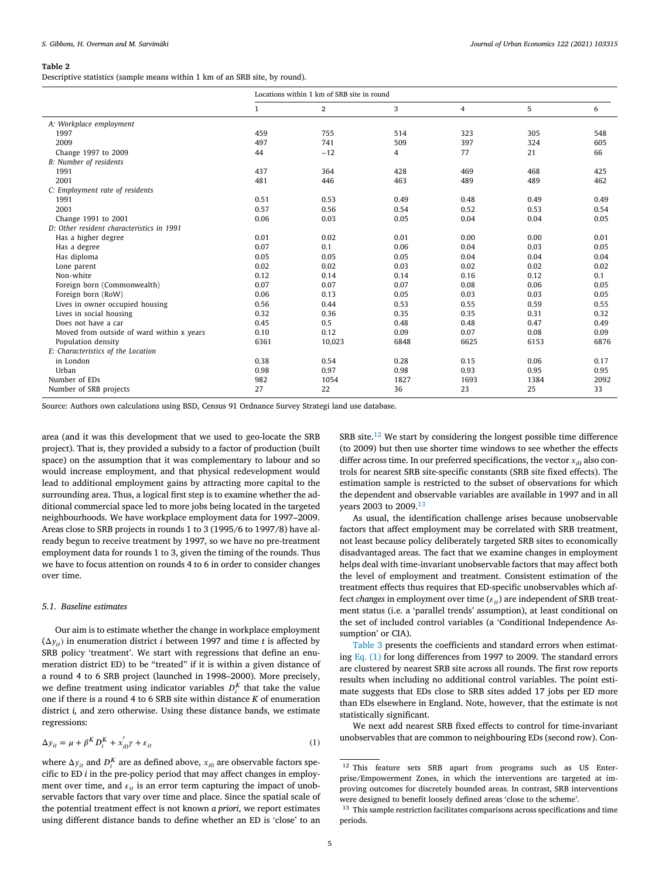**Table 2**
Descriptive statistics (sample means within 1 km of an SRB site, by round).

| | Locations within 1 km of SRB site in round | | | | | |
|---|---|---|---|---|---|---|
| | 1 | 2 | 3 | 4 | 5 | 6 |
| *A: Workplace employment* | | | | | | |
| 1997 | 459 | 755 | 514 | 323 | 305 | 548 |
| 2009 | 497 | 741 | 509 | 397 | 324 | 605 |
| Change 1997 to 2009 | 44 | −12 | 4 | 77 | 21 | 66 |
| *B: Number of residents* | | | | | | |
| 1991 | 437 | 364 | 428 | 469 | 468 | 425 |
| 2001 | 481 | 446 | 463 | 489 | 489 | 462 |
| *C: Employment rate of residents* | | | | | | |
| 1991 | 0.51 | 0.53 | 0.49 | 0.48 | 0.49 | 0.49 |
| 2001 | 0.57 | 0.56 | 0.54 | 0.52 | 0.53 | 0.54 |
| Change 1991 to 2001 | 0.06 | 0.03 | 0.05 | 0.04 | 0.04 | 0.05 |
| *D: Other resident characteristics in 1991* | | | | | | |
| Has a higher degree | 0.01 | 0.02 | 0.01 | 0.00 | 0.00 | 0.01 |
| Has a degree | 0.07 | 0.1 | 0.06 | 0.04 | 0.03 | 0.05 |
| Has diploma | 0.05 | 0.05 | 0.05 | 0.04 | 0.04 | 0.04 |
| Lone parent | 0.02 | 0.02 | 0.03 | 0.02 | 0.02 | 0.02 |
| Non-white | 0.12 | 0.14 | 0.14 | 0.16 | 0.12 | 0.1 |
| Foreign born (Commonwealth) | 0.07 | 0.07 | 0.07 | 0.08 | 0.06 | 0.05 |
| Foreign born (RoW) | 0.06 | 0.13 | 0.05 | 0.03 | 0.03 | 0.05 |
| Lives in owner occupied housing | 0.56 | 0.44 | 0.53 | 0.55 | 0.59 | 0.55 |
| Lives in social housing | 0.32 | 0.36 | 0.35 | 0.35 | 0.31 | 0.32 |
| Does not have a car | 0.45 | 0.5 | 0.48 | 0.48 | 0.47 | 0.49 |
| Moved from outside of ward within x years | 0.10 | 0.12 | 0.09 | 0.07 | 0.08 | 0.09 |
| Population density | 6361 | 10,023 | 6848 | 6625 | 6153 | 6876 |
| *E: Characteristics of the Location* | | | | | | |
| in London | 0.38 | 0.54 | 0.28 | 0.15 | 0.06 | 0.17 |
| Urban | 0.98 | 0.97 | 0.98 | 0.93 | 0.95 | 0.95 |
| Number of EDs | 982 | 1054 | 1827 | 1693 | 1384 | 2092 |
| Number of SRB projects | 27 | 22 | 36 | 23 | 25 | 33 |

Source: Authors own calculations using BSD, Census 91 Ordnance Survey Strategi land use database.

area (and it was this development that we used to geo-locate the SRB project). That is, they provided a subsidy to a factor of production (built space) on the assumption that it was complementary to labour and so would increase employment, and that physical redevelopment would lead to additional employment gains by attracting more capital to the surrounding area. Thus, a logical first step is to examine whether the additional commercial space led to more jobs being located in the targeted neighbourhoods. We have workplace employment data for 1997–2009. Areas close to SRB projects in rounds 1 to 3 (1995/6 to 1997/8) have already begun to receive treatment by 1997, so we have no pre-treatment employment data for rounds 1 to 3, given the timing of the rounds. Thus we have to focus attention on rounds 4 to 6 in order to consider changes over time.

### 5.1. Baseline estimates

Our aim is to estimate whether the change in workplace employment ($\Delta y_{it}$) in enumeration district $i$ between 1997 and time $t$ is affected by SRB policy 'treatment'. We start with regressions that define an enumeration district ED) to be "treated" if it is within a given distance of a round 4 to 6 SRB project (launched in 1998–2000). More precisely, we define treatment using indicator variables $D_i^K$ that take the value one if there is a round 4 to 6 SRB site within distance $K$ of enumeration district $i$, and zero otherwise. Using these distance bands, we estimate regressions:

$$\Delta y_{it} = \mu + \beta^K D_i^K + x_{i0}^{'}\gamma + \varepsilon_{it} \tag{1}$$

where $\Delta y_{it}$ and $D_i^K$ are as defined above, $x_{i0}$ are observable factors specific to ED $i$ in the pre-policy period that may affect changes in employment over time, and $\varepsilon_{it}$ is an error term capturing the impact of unobservable factors that vary over time and place. Since the spatial scale of the potential treatment effect is not known *a priori*, we report estimates using different distance bands to define whether an ED is 'close' to an SRB site.[12] We start by considering the longest possible time difference (to 2009) but then use shorter time windows to see whether the effects differ across time. In our preferred specifications, the vector $x_{i0}$ also controls for nearest SRB site-specific constants (SRB site fixed effects). The estimation sample is restricted to the subset of observations for which the dependent and observable variables are available in 1997 and in all years 2003 to 2009.[13]

As usual, the identification challenge arises because unobservable factors that affect employment may be correlated with SRB treatment, not least because policy deliberately targeted SRB sites to economically disadvantaged areas. The fact that we examine changes in employment helps deal with time-invariant unobservable factors that may affect both the level of employment and treatment. Consistent estimation of the treatment effects thus requires that ED-specific unobservables which affect *changes* in employment over time ($\varepsilon_{it}$) are independent of SRB treatment status (i.e. a 'parallel trends' assumption), at least conditional on the set of included control variables (a 'Conditional Independence Assumption' or CIA).

Table 3 presents the coefficients and standard errors when estimating Eq. (1) for long differences from 1997 to 2009. The standard errors are clustered by nearest SRB site across all rounds. The first row reports results when including no additional control variables. The point estimate suggests that EDs close to SRB sites added 17 jobs per ED more than EDs elsewhere in England. Note, however, that the estimate is not statistically significant.

We next add nearest SRB fixed effects to control for time-invariant unobservables that are common to neighbouring EDs (second row). Con-

[12] This feature sets SRB apart from programs such as US Enterprise/Empowerment Zones, in which the interventions are targeted at improving outcomes for discretely bounded areas. In contrast, SRB interventions were designed to benefit loosely defined areas 'close to the scheme'.

[13] This sample restriction facilitates comparisons across specifications and time periods.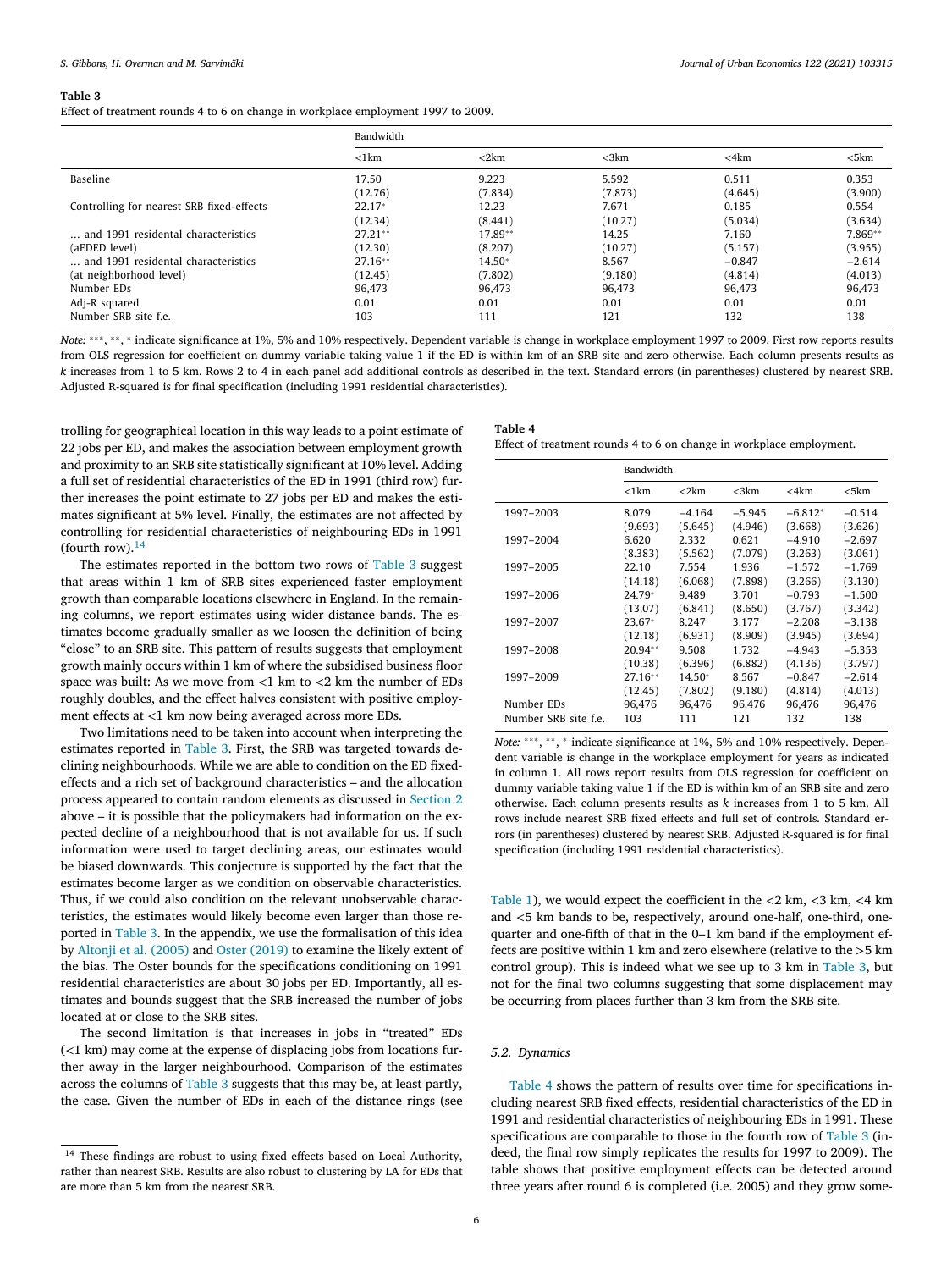**Table 3**

Effect of treatment rounds 4 to 6 on change in workplace employment 1997 to 2009.

| | Bandwidth | | | | |
|---|---|---|---|---|---|
| | <1km | <2km | <3km | <4km | <5km |
| Baseline | 17.50 | 9.223 | 5.592 | 0.511 | 0.353 |
| | (12.76) | (7.834) | (7.873) | (4.645) | (3.900) |
| Controlling for nearest SRB fixed-effects | 22.17* | 12.23 | 7.671 | 0.185 | 0.554 |
| | (12.34) | (8.441) | (10.27) | (5.034) | (3.634) |
| … and 1991 residental characteristics | 27.21** | 17.89** | 14.25 | 7.160 | 7.869** |
| (aEDED level) | (12.30) | (8.207) | (10.27) | (5.157) | (3.955) |
| … and 1991 residental characteristics | 27.16** | 14.50* | 8.567 | −0.847 | −2.614 |
| (at neighborhood level) | (12.45) | (7.802) | (9.180) | (4.814) | (4.013) |
| Number EDs | 96,473 | 96,473 | 96,473 | 96,473 | 96,473 |
| Adj-R squared | 0.01 | 0.01 | 0.01 | 0.01 | 0.01 |
| Number SRB site f.e. | 103 | 111 | 121 | 132 | 138 |

*Note:* ***, **, * indicate significance at 1%, 5% and 10% respectively. Dependent variable is change in workplace employment 1997 to 2009. First row reports results from OLS regression for coefficient on dummy variable taking value 1 if the ED is within km of an SRB site and zero otherwise. Each column presents results as *k* increases from 1 to 5 km. Rows 2 to 4 in each panel add additional controls as described in the text. Standard errors (in parentheses) clustered by nearest SRB. Adjusted R-squared is for final specification (including 1991 residential characteristics).

trolling for geographical location in this way leads to a point estimate of 22 jobs per ED, and makes the association between employment growth and proximity to an SRB site statistically significant at 10% level. Adding a full set of residential characteristics of the ED in 1991 (third row) further increases the point estimate to 27 jobs per ED and makes the estimates significant at 5% level. Finally, the estimates are not affected by controlling for residential characteristics of neighbouring EDs in 1991 (fourth row).[14]

The estimates reported in the bottom two rows of Table 3 suggest that areas within 1 km of SRB sites experienced faster employment growth than comparable locations elsewhere in England. In the remaining columns, we report estimates using wider distance bands. The estimates become gradually smaller as we loosen the definition of being "close" to an SRB site. This pattern of results suggests that employment growth mainly occurs within 1 km of where the subsidised business floor space was built: As we move from <1 km to <2 km the number of EDs roughly doubles, and the effect halves consistent with positive employment effects at <1 km now being averaged across more EDs.

Two limitations need to be taken into account when interpreting the estimates reported in Table 3. First, the SRB was targeted towards declining neighbourhoods. While we are able to condition on the ED fixed-effects and a rich set of background characteristics – and the allocation process appeared to contain random elements as discussed in Section 2 above – it is possible that the policymakers had information on the expected decline of a neighbourhood that is not available for us. If such information were used to target declining areas, our estimates would be biased downwards. This conjecture is supported by the fact that the estimates become larger as we condition on observable characteristics. Thus, if we could also condition on the relevant unobservable characteristics, the estimates would likely become even larger than those reported in Table 3. In the appendix, we use the formalisation of this idea by Altonji et al. (2005) and Oster (2019) to examine the likely extent of the bias. The Oster bounds for the specifications conditioning on 1991 residential characteristics are about 30 jobs per ED. Importantly, all estimates and bounds suggest that the SRB increased the number of jobs located at or close to the SRB sites.

The second limitation is that increases in jobs in "treated" EDs (<1 km) may come at the expense of displacing jobs from locations further away in the larger neighbourhood. Comparison of the estimates across the columns of Table 3 suggests that this may be, at least partly, the case. Given the number of EDs in each of the distance rings (see Table 1), we would expect the coefficient in the <2 km, <3 km, <4 km and <5 km bands to be, respectively, around one-half, one-third, one-quarter and one-fifth of that in the 0–1 km band if the employment effects are positive within 1 km and zero elsewhere (relative to the >5 km control group). This is indeed what we see up to 3 km in Table 3, but not for the final two columns suggesting that some displacement may be occurring from places further than 3 km from the SRB site.

**Table 4**

Effect of treatment rounds 4 to 6 on change in workplace employment.

| | Bandwidth | | | | |
|---|---|---|---|---|---|
| | <1km | <2km | <3km | <4km | <5km |
| 1997–2003 | 8.079 | −4.164 | −5.945 | −6.812* | −0.514 |
| | (9.693) | (5.645) | (4.946) | (3.668) | (3.626) |
| 1997–2004 | 6.620 | 2.332 | 0.621 | −4.910 | −2.697 |
| | (8.383) | (5.562) | (7.079) | (3.263) | (3.061) |
| 1997–2005 | 22.10 | 7.554 | 1.936 | −1.572 | −1.769 |
| | (14.18) | (6.068) | (7.898) | (3.266) | (3.130) |
| 1997–2006 | 24.79* | 9.489 | 3.701 | −0.793 | −1.500 |
| | (13.07) | (6.841) | (8.650) | (3.767) | (3.342) |
| 1997–2007 | 23.67* | 8.247 | 3.177 | −2.208 | −3.138 |
| | (12.18) | (6.931) | (8.909) | (3.945) | (3.694) |
| 1997–2008 | 20.94** | 9.508 | 1.732 | −4.943 | −5.353 |
| | (10.38) | (6.396) | (6.882) | (4.136) | (3.797) |
| 1997–2009 | 27.16** | 14.50* | 8.567 | −0.847 | −2.614 |
| | (12.45) | (7.802) | (9.180) | (4.814) | (4.013) |
| Number EDs | 96,476 | 96,476 | 96,476 | 96,476 | 96,476 |
| Number SRB site f.e. | 103 | 111 | 121 | 132 | 138 |

*Note:* ***, **, * indicate significance at 1%, 5% and 10% respectively. Dependent variable is change in the workplace employment for years as indicated in column 1. All rows report results from OLS regression for coefficient on dummy variable taking value 1 if the ED is within km of an SRB site and zero otherwise. Each column presents results as *k* increases from 1 to 5 km. All rows include nearest SRB fixed effects and full set of controls. Standard errors (in parentheses) clustered by nearest SRB. Adjusted R-squared is for final specification (including 1991 residential characteristics).

### 5.2. Dynamics

Table 4 shows the pattern of results over time for specifications including nearest SRB fixed effects, residential characteristics of the ED in 1991 and residential characteristics of neighbouring EDs in 1991. These specifications are comparable to those in the fourth row of Table 3 (indeed, the final row simply replicates the results for 1997 to 2009). The table shows that positive employment effects can be detected around three years after round 6 is completed (i.e. 2005) and they grow some-

[14] These findings are robust to using fixed effects based on Local Authority, rather than nearest SRB. Results are also robust to clustering by LA for EDs that are more than 5 km from the nearest SRB.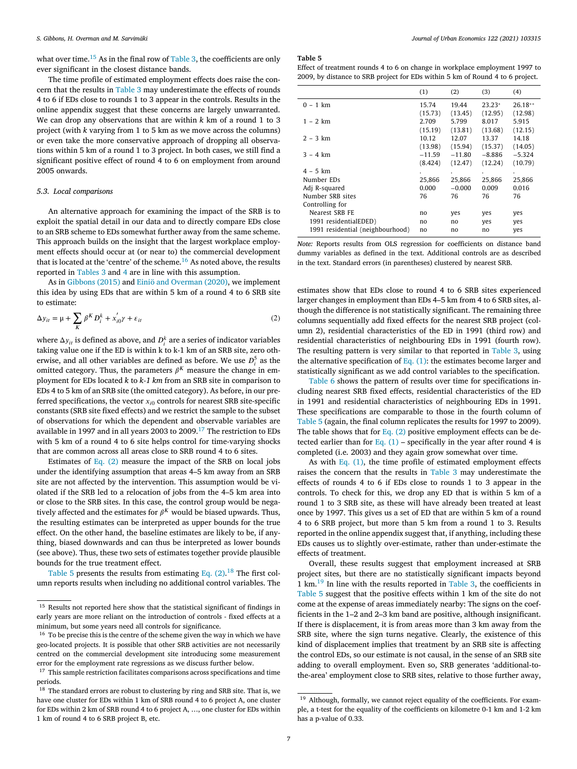what over time.[15] As in the final row of Table 3, the coefficients are only ever significant in the closest distance bands.

The time profile of estimated employment effects does raise the concern that the results in Table 3 may underestimate the effects of rounds 4 to 6 if EDs close to rounds 1 to 3 appear in the controls. Results in the online appendix suggest that these concerns are largely unwarranted. We can drop any observations that are within $k$ km of a round 1 to 3 project (with $k$ varying from 1 to 5 km as we move across the columns) or even take the more conservative approach of dropping all observations within 5 km of a round 1 to 3 project. In both cases, we still find a significant positive effect of round 4 to 6 on employment from around 2005 onwards.

### 5.3. Local comparisons

An alternative approach for examining the impact of the SRB is to exploit the spatial detail in our data and to directly compare EDs close to an SRB scheme to EDs somewhat further away from the same scheme. This approach builds on the insight that the largest workplace employment effects should occur at (or near to) the commercial development that is located at the 'centre' of the scheme.[16] As noted above, the results reported in Tables 3 and 4 are in line with this assumption.

As in Gibbons (2015) and Einiö and Overman (2020), we implement this idea by using EDs that are within 5 km of a round 4 to 6 SRB site to estimate:

$$\Delta y_{it} = \mu + \sum_K \beta^K D_i^k + x_{i0}^{'}\gamma + \varepsilon_{it} \tag{2}$$

where $\Delta y_{it}$ is defined as above, and $D_i^k$ are a series of indicator variables taking value one if the ED is within k to k-1 km of an SRB site, zero otherwise, and all other variables are defined as before. We use $D_i^5$ as the omitted category. Thus, the parameters $\beta^K$ measure the change in employment for EDs located *k* to *k-1 km* from an SRB site in comparison to EDs 4 to 5 km of an SRB site (the omitted category). As before, in our preferred specifications, the vector $x_{i0}$ controls for nearest SRB site-specific constants (SRB site fixed effects) and we restrict the sample to the subset of observations for which the dependent and observable variables are available in 1997 and in all years 2003 to 2009.[17] The restriction to EDs with 5 km of a round 4 to 6 site helps control for time-varying shocks that are common across all areas close to SRB round 4 to 6 sites.

Estimates of Eq. (2) measure the impact of the SRB on local jobs under the identifying assumption that areas 4–5 km away from an SRB site are not affected by the intervention. This assumption would be violated if the SRB led to a relocation of jobs from the 4–5 km area into or close to the SRB sites. In this case, the control group would be negatively affected and the estimates for $\beta^K$ would be biased upwards. Thus, the resulting estimates can be interpreted as upper bounds for the true effect. On the other hand, the baseline estimates are likely to be, if anything, biased downwards and can thus be interpreted as lower bounds (see above). Thus, these two sets of estimates together provide plausible bounds for the true treatment effect.

Table 5 presents the results from estimating Eq. (2).[18] The first column reports results when including no additional control variables. The estimates show that EDs close to round 4 to 6 SRB sites experienced larger changes in employment than EDs 4–5 km from 4 to 6 SRB sites, although the difference is not statistically significant. The remaining three columns sequentially add fixed effects for the nearest SRB project (column 2), residential characteristics of the ED in 1991 (third row) and residential characteristics of neighbouring EDs in 1991 (fourth row). The resulting pattern is very similar to that reported in Table 3, using the alternative specification of Eq. (1): the estimates become larger and statistically significant as we add control variables to the specification.

**Table 5**
Effect of treatment rounds 4 to 6 on change in workplace employment 1997 to 2009, by distance to SRB project for EDs within 5 km of Round 4 to 6 project.

| | (1) | (2) | (3) | (4) |
|---|---|---|---|---|
| 0 – 1 km | 15.74 | 19.44 | 23.23* | 26.18** |
| | (15.73) | (13.45) | (12.95) | (12.98) |
| 1 – 2 km | 2.709 | 5.799 | 8.017 | 5.915 |
| | (15.19) | (13.81) | (13.68) | (12.15) |
| 2 – 3 km | 10.12 | 12.07 | 13.37 | 14.18 |
| | (13.98) | (15.94) | (15.37) | (14.05) |
| 3 – 4 km | −11.59 | −11.80 | −8.886 | −5.324 |
| | (8.424) | (12.47) | (12.24) | (10.79) |
| 4 – 5 km | . | . | . | . |
| Number EDs | 25,866 | 25,866 | 25,866 | 25,866 |
| Adj R-squared | 0.000 | −0.000 | 0.009 | 0.016 |
| Number SRB sites | 76 | 76 | 76 | 76 |
| Controlling for | | | | |
| Nearest SRB FE | no | yes | yes | yes |
| 1991 residentialEDED) | no | no | yes | yes |
| 1991 residential (neighbourhood) | no | no | no | yes |

*Note:* Reports results from OLS regression for coefficients on distance band dummy variables as defined in the text. Additional controls are as described in the text. Standard errors (in parentheses) clustered by nearest SRB.

Table 6 shows the pattern of results over time for specifications including nearest SRB fixed effects, residential characteristics of the ED in 1991 and residential characteristics of neighbouring EDs in 1991. These specifications are comparable to those in the fourth column of Table 5 (again, the final column replicates the results for 1997 to 2009). The table shows that for Eq. (2) positive employment effects can be detected earlier than for Eq. (1) – specifically in the year after round 4 is completed (i.e. 2003) and they again grow somewhat over time.

As with Eq. (1), the time profile of estimated employment effects raises the concern that the results in Table 3 may underestimate the effects of rounds 4 to 6 if EDs close to rounds 1 to 3 appear in the controls. To check for this, we drop any ED that is within 5 km of a round 1 to 3 SRB site, as these will have already been treated at least once by 1997. This gives us a set of ED that are within 5 km of a round 4 to 6 SRB project, but more than 5 km from a round 1 to 3. Results reported in the online appendix suggest that, if anything, including these EDs causes us to slightly over-estimate, rather than under-estimate the effects of treatment.

Overall, these results suggest that employment increased at SRB project sites, but there are no statistically significant impacts beyond 1 km.[19] In line with the results reported in Table 3, the coefficients in Table 5 suggest that the positive effects within 1 km of the site do not come at the expense of areas immediately nearby: The signs on the coefficients in the 1–2 and 2–3 km band are positive, although insignificant. If there is displacement, it is from areas more than 3 km away from the SRB site, where the sign turns negative. Clearly, the existence of this kind of displacement implies that treatment by an SRB site is affecting the control EDs, so our estimate is not causal, in the sense of an SRB site adding to overall employment. Even so, SRB generates 'additional-to-the-area' employment close to SRB sites, relative to those further away,

---

[15] Results not reported here show that the statistical significant of findings in early years are more reliant on the introduction of controls - fixed effects at a minimum, but some years need all controls for significance.

[16] To be precise this is the centre of the scheme given the way in which we have geo-located projects. It is possible that other SRB activities are not necessarily centred on the commercial development site introducing some measurement error for the employment rate regressions as we discuss further below.

[17] This sample restriction facilitates comparisons across specifications and time periods.

[18] The standard errors are robust to clustering by ring and SRB site. That is, we have one cluster for EDs within 1 km of SRB round 4 to 6 project A, one cluster for EDs within 2 km of SRB round 4 to 6 project A, …, one cluster for EDs within 1 km of round 4 to 6 SRB project B, etc.

[19] Although, formally, we cannot reject equality of the coefficients. For example, a t-test for the equality of the coefficients on kilometre 0-1 km and 1-2 km has a p-value of 0.33.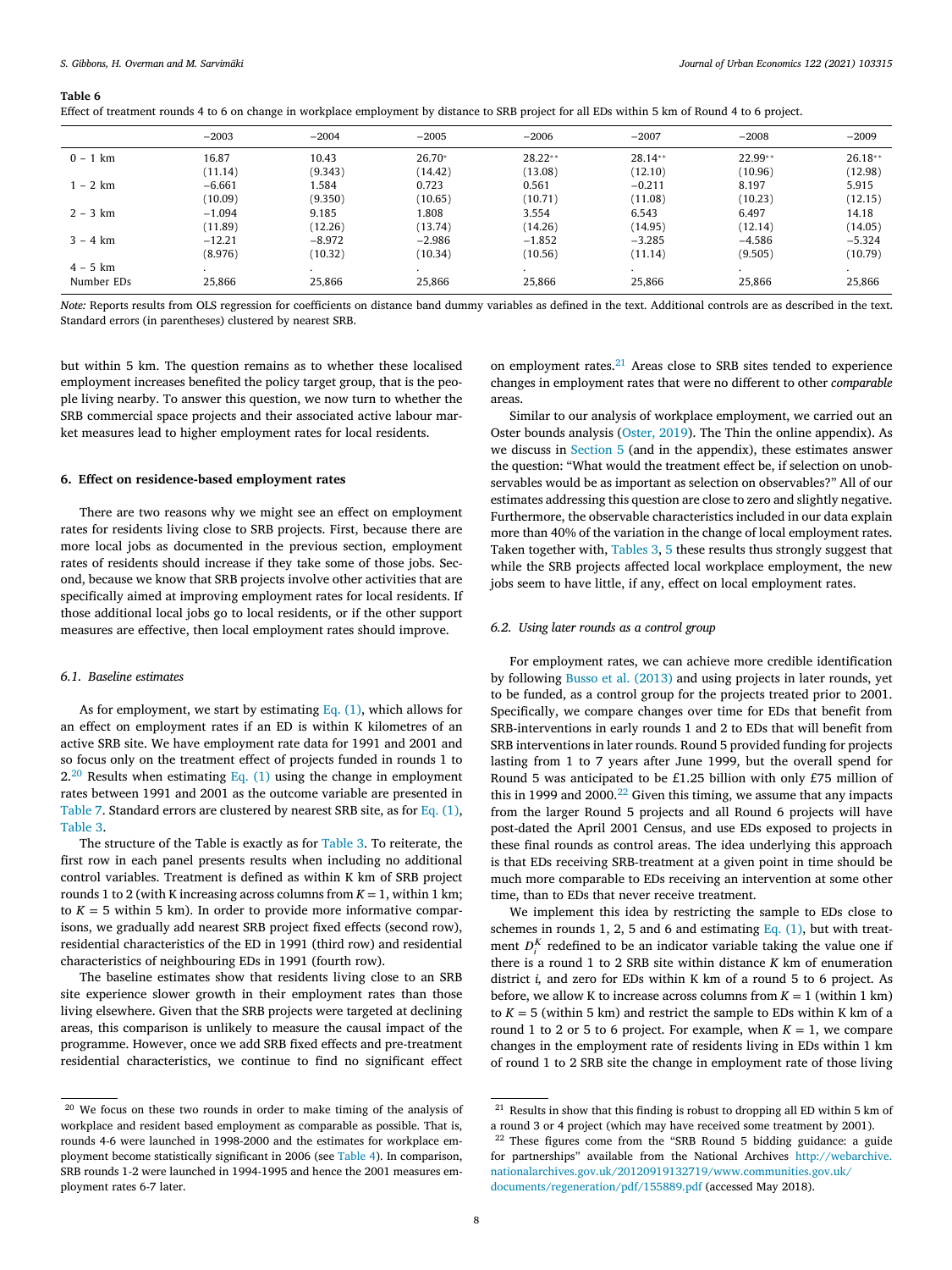**Table 6**
Effect of treatment rounds 4 to 6 on change in workplace employment by distance to SRB project for all EDs within 5 km of Round 4 to 6 project.

| | −2003 | −2004 | −2005 | −2006 | −2007 | −2008 | −2009 |
|---|---|---|---|---|---|---|---|
| 0 – 1 km | 16.87 | 10.43 | 26.70* | 28.22** | 28.14** | 22.99** | 26.18** |
| | (11.14) | (9.343) | (14.42) | (13.08) | (12.10) | (10.96) | (12.98) |
| 1 – 2 km | −6.661 | 1.584 | 0.723 | 0.561 | −0.211 | 8.197 | 5.915 |
| | (10.09) | (9.350) | (10.65) | (10.71) | (11.08) | (10.23) | (12.15) |
| 2 – 3 km | −1.094 | 9.185 | 1.808 | 3.554 | 6.543 | 6.497 | 14.18 |
| | (11.89) | (12.26) | (13.74) | (14.26) | (14.95) | (12.14) | (14.05) |
| 3 – 4 km | −12.21 | −8.972 | −2.986 | −1.852 | −3.285 | −4.586 | −5.324 |
| | (8.976) | (10.32) | (10.34) | (10.56) | (11.14) | (9.505) | (10.79) |
| 4 – 5 km | . | . | . | . | . | . | . |
| Number EDs | 25,866 | 25,866 | 25,866 | 25,866 | 25,866 | 25,866 | 25,866 |

*Note:* Reports results from OLS regression for coefficients on distance band dummy variables as defined in the text. Additional controls are as described in the text. Standard errors (in parentheses) clustered by nearest SRB.

but within 5 km. The question remains as to whether these localised employment increases benefited the policy target group, that is the people living nearby. To answer this question, we now turn to whether the SRB commercial space projects and their associated active labour market measures lead to higher employment rates for local residents.

## 6. Effect on residence-based employment rates

There are two reasons why we might see an effect on employment rates for residents living close to SRB projects. First, because there are more local jobs as documented in the previous section, employment rates of residents should increase if they take some of those jobs. Second, because we know that SRB projects involve other activities that are specifically aimed at improving employment rates for local residents. If those additional local jobs go to local residents, or if the other support measures are effective, then local employment rates should improve.

### 6.1. Baseline estimates

As for employment, we start by estimating Eq. (1), which allows for an effect on employment rates if an ED is within K kilometres of an active SRB site. We have employment rate data for 1991 and 2001 and so focus only on the treatment effect of projects funded in rounds 1 to 2.[20] Results when estimating Eq. (1) using the change in employment rates between 1991 and 2001 as the outcome variable are presented in Table 7. Standard errors are clustered by nearest SRB site, as for Eq. (1), Table 3.

The structure of the Table is exactly as for Table 3. To reiterate, the first row in each panel presents results when including no additional control variables. Treatment is defined as within K km of SRB project rounds 1 to 2 (with K increasing across columns from $K = 1$, within 1 km; to $K = 5$ within 5 km). In order to provide more informative comparisons, we gradually add nearest SRB project fixed effects (second row), residential characteristics of the ED in 1991 (third row) and residential characteristics of neighbouring EDs in 1991 (fourth row).

The baseline estimates show that residents living close to an SRB site experience slower growth in their employment rates than those living elsewhere. Given that the SRB projects were targeted at declining areas, this comparison is unlikely to measure the causal impact of the programme. However, once we add SRB fixed effects and pre-treatment residential characteristics, we continue to find no significant effect on employment rates.[21] Areas close to SRB sites tended to experience changes in employment rates that were no different to other *comparable* areas.

Similar to our analysis of workplace employment, we carried out an Oster bounds analysis (Oster, 2019). The Thin the online appendix). As we discuss in Section 5 (and in the appendix), these estimates answer the question: "What would the treatment effect be, if selection on unobservables would be as important as selection on observables?" All of our estimates addressing this question are close to zero and slightly negative. Furthermore, the observable characteristics included in our data explain more than 40% of the variation in the change of local employment rates. Taken together with, Tables 3, 5 these results thus strongly suggest that while the SRB projects affected local workplace employment, the new jobs seem to have little, if any, effect on local employment rates.

### 6.2. Using later rounds as a control group

For employment rates, we can achieve more credible identification by following Busso et al. (2013) and using projects in later rounds, yet to be funded, as a control group for the projects treated prior to 2001. Specifically, we compare changes over time for EDs that benefit from SRB-interventions in early rounds 1 and 2 to EDs that will benefit from SRB interventions in later rounds. Round 5 provided funding for projects lasting from 1 to 7 years after June 1999, but the overall spend for Round 5 was anticipated to be £1.25 billion with only £75 million of this in 1999 and 2000.[22] Given this timing, we assume that any impacts from the larger Round 5 projects and all Round 6 projects will have post-dated the April 2001 Census, and use EDs exposed to projects in these final rounds as control areas. The idea underlying this approach is that EDs receiving SRB-treatment at a given point in time should be much more comparable to EDs receiving an intervention at some other time, than to EDs that never receive treatment.

We implement this idea by restricting the sample to EDs close to schemes in rounds 1, 2, 5 and 6 and estimating Eq. (1), but with treatment $D_i^K$ redefined to be an indicator variable taking the value one if there is a round 1 to 2 SRB site within distance $K$ km of enumeration district $i$, and zero for EDs within K km of a round 5 to 6 project. As before, we allow K to increase across columns from $K = 1$ (within 1 km) to $K = 5$ (within 5 km) and restrict the sample to EDs within K km of a round 1 to 2 or 5 to 6 project. For example, when $K = 1$, we compare changes in the employment rate of residents living in EDs within 1 km of round 1 to 2 SRB site the change in employment rate of those living

[20] We focus on these two rounds in order to make timing of the analysis of workplace and resident based employment as comparable as possible. That is, rounds 4-6 were launched in 1998-2000 and the estimates for workplace employment become statistically significant in 2006 (see Table 4). In comparison, SRB rounds 1-2 were launched in 1994-1995 and hence the 2001 measures employment rates 6-7 later.

[21] Results in show that this finding is robust to dropping all ED within 5 km of a round 3 or 4 project (which may have received some treatment by 2001).

[22] These figures come from the "SRB Round 5 bidding guidance: a guide for partnerships" available from the National Archives http://webarchive.nationalarchives.gov.uk/20120919132719/www.communities.gov.uk/documents/regeneration/pdf/155889.pdf (accessed May 2018).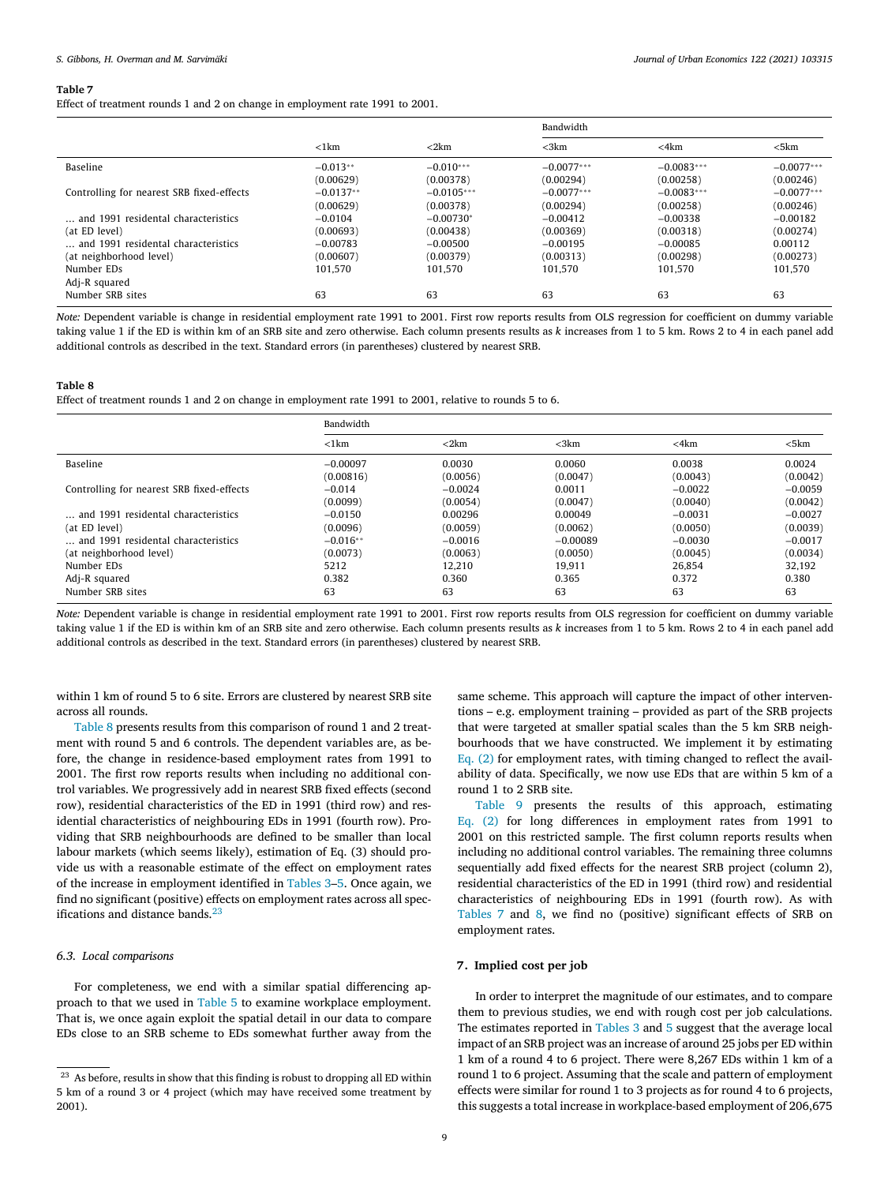**Table 7**

Effect of treatment rounds 1 and 2 on change in employment rate 1991 to 2001.

| | Bandwidth | | | | |
|---|---|---|---|---|---|
| | <1km | <2km | <3km | <4km | <5km |
| Baseline | −0.013** | −0.010*** | −0.0077*** | −0.0083*** | −0.0077*** |
| | (0.00629) | (0.00378) | (0.00294) | (0.00258) | (0.00246) |
| Controlling for nearest SRB fixed-effects | −0.0137** | −0.0105*** | −0.0077*** | −0.0083*** | −0.0077*** |
| | (0.00629) | (0.00378) | (0.00294) | (0.00258) | (0.00246) |
| … and 1991 residental characteristics | −0.0104 | −0.00730* | −0.00412 | −0.00338 | −0.00182 |
| (at ED level) | (0.00693) | (0.00438) | (0.00369) | (0.00318) | (0.00274) |
| … and 1991 residental characteristics | −0.00783 | −0.00500 | −0.00195 | −0.00085 | 0.00112 |
| (at neighborhood level) | (0.00607) | (0.00379) | (0.00313) | (0.00298) | (0.00273) |
| Number EDs | 101,570 | 101,570 | 101,570 | 101,570 | 101,570 |
| Adj-R squared | | | | | |
| Number SRB sites | 63 | 63 | 63 | 63 | 63 |

*Note:* Dependent variable is change in residential employment rate 1991 to 2001. First row reports results from OLS regression for coefficient on dummy variable taking value 1 if the ED is within km of an SRB site and zero otherwise. Each column presents results as *k* increases from 1 to 5 km. Rows 2 to 4 in each panel add additional controls as described in the text. Standard errors (in parentheses) clustered by nearest SRB.

**Table 8**

Effect of treatment rounds 1 and 2 on change in employment rate 1991 to 2001, relative to rounds 5 to 6.

| | Bandwidth | | | | |
|---|---|---|---|---|---|
| | <1km | <2km | <3km | <4km | <5km |
| Baseline | −0.00097 | 0.0030 | 0.0060 | 0.0038 | 0.0024 |
| | (0.00816) | (0.0056) | (0.0047) | (0.0043) | (0.0042) |
| Controlling for nearest SRB fixed-effects | −0.014 | −0.0024 | 0.0011 | −0.0022 | −0.0059 |
| | (0.0099) | (0.0054) | (0.0047) | (0.0040) | (0.0042) |
| … and 1991 residental characteristics | −0.0150 | 0.00296 | 0.00049 | −0.0031 | −0.0027 |
| (at ED level) | (0.0096) | (0.0059) | (0.0062) | (0.0050) | (0.0039) |
| … and 1991 residental characteristics | −0.016** | −0.0016 | −0.00089 | −0.0030 | −0.0017 |
| (at neighborhood level) | (0.0073) | (0.0063) | (0.0050) | (0.0045) | (0.0034) |
| Number EDs | 5212 | 12,210 | 19,911 | 26,854 | 32,192 |
| Adj-R squared | 0.382 | 0.360 | 0.365 | 0.372 | 0.380 |
| Number SRB sites | 63 | 63 | 63 | 63 | 63 |

*Note:* Dependent variable is change in residential employment rate 1991 to 2001. First row reports results from OLS regression for coefficient on dummy variable taking value 1 if the ED is within km of an SRB site and zero otherwise. Each column presents results as *k* increases from 1 to 5 km. Rows 2 to 4 in each panel add additional controls as described in the text. Standard errors (in parentheses) clustered by nearest SRB.

within 1 km of round 5 to 6 site. Errors are clustered by nearest SRB site across all rounds.

Table 8 presents results from this comparison of round 1 and 2 treatment with round 5 and 6 controls. The dependent variables are, as before, the change in residence-based employment rates from 1991 to 2001. The first row reports results when including no additional control variables. We progressively add in nearest SRB fixed effects (second row), residential characteristics of the ED in 1991 (third row) and residential characteristics of neighbouring EDs in 1991 (fourth row). Providing that SRB neighbourhoods are defined to be smaller than local labour markets (which seems likely), estimation of Eq. (3) should provide us with a reasonable estimate of the effect on employment rates of the increase in employment identified in Tables 3–5. Once again, we find no significant (positive) effects on employment rates across all specifications and distance bands.[23]

### 6.3. Local comparisons

For completeness, we end with a similar spatial differencing approach to that we used in Table 5 to examine workplace employment. That is, we once again exploit the spatial detail in our data to compare EDs close to an SRB scheme to EDs somewhat further away from the same scheme. This approach will capture the impact of other interventions – e.g. employment training – provided as part of the SRB projects that were targeted at smaller spatial scales than the 5 km SRB neighbourhoods that we have constructed. We implement it by estimating Eq. (2) for employment rates, with timing changed to reflect the availability of data. Specifically, we now use EDs that are within 5 km of a round 1 to 2 SRB site.

Table 9 presents the results of this approach, estimating Eq. (2) for long differences in employment rates from 1991 to 2001 on this restricted sample. The first column reports results when including no additional control variables. The remaining three columns sequentially add fixed effects for the nearest SRB project (column 2), residential characteristics of the ED in 1991 (third row) and residential characteristics of neighbouring EDs in 1991 (fourth row). As with Tables 7 and 8, we find no (positive) significant effects of SRB on employment rates.

## 7. Implied cost per job

In order to interpret the magnitude of our estimates, and to compare them to previous studies, we end with rough cost per job calculations. The estimates reported in Tables 3 and 5 suggest that the average local impact of an SRB project was an increase of around 25 jobs per ED within 1 km of a round 4 to 6 project. There were 8,267 EDs within 1 km of a round 1 to 6 project. Assuming that the scale and pattern of employment effects were similar for round 1 to 3 projects as for round 4 to 6 projects, this suggests a total increase in workplace-based employment of 206,675

[23] As before, results in show that this finding is robust to dropping all ED within 5 km of a round 3 or 4 project (which may have received some treatment by 2001).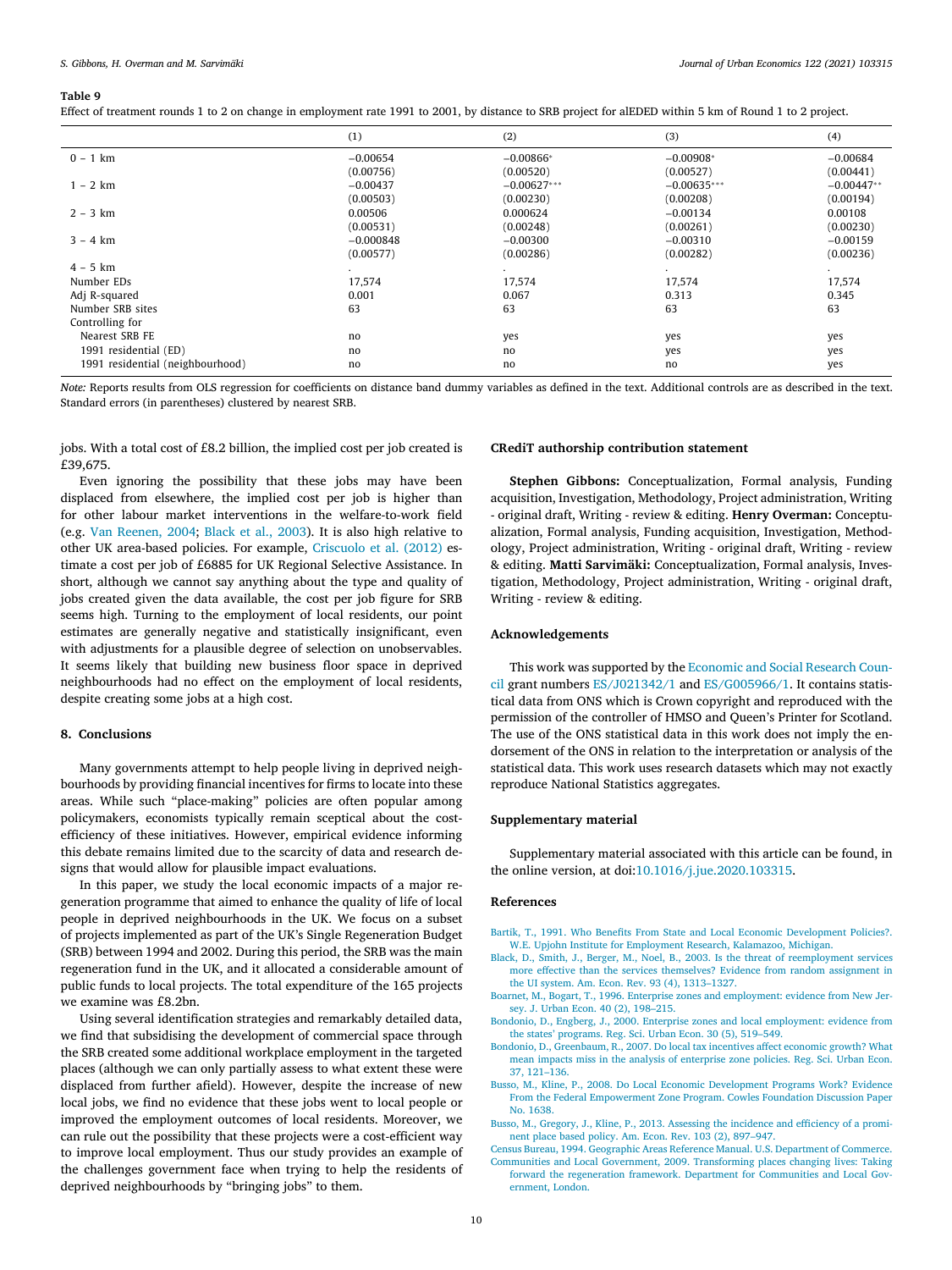**Table 9**

Effect of treatment rounds 1 to 2 on change in employment rate 1991 to 2001, by distance to SRB project for alEDED within 5 km of Round 1 to 2 project.

| | (1) | (2) | (3) | (4) |
|---|---|---|---|---|
| 0 – 1 km | −0.00654 | −0.00866* | −0.00908* | −0.00684 |
| | (0.00756) | (0.00520) | (0.00527) | (0.00441) |
| 1 – 2 km | −0.00437 | −0.00627*** | −0.00635*** | −0.00447** |
| | (0.00503) | (0.00230) | (0.00208) | (0.00194) |
| 2 – 3 km | 0.00506 | 0.000624 | −0.00134 | 0.00108 |
| | (0.00531) | (0.00248) | (0.00261) | (0.00230) |
| 3 – 4 km | −0.000848 | −0.00300 | −0.00310 | −0.00159 |
| | (0.00577) | (0.00286) | (0.00282) | (0.00236) |
| 4 – 5 km | . | . | . | . |
| Number EDs | 17,574 | 17,574 | 17,574 | 17,574 |
| Adj R-squared | 0.001 | 0.067 | 0.313 | 0.345 |
| Number SRB sites | 63 | 63 | 63 | 63 |
| Controlling for | | | | |
| Nearest SRB FE | no | yes | yes | yes |
| 1991 residential (ED) | no | no | yes | yes |
| 1991 residential (neighbourhood) | no | no | no | yes |

*Note:* Reports results from OLS regression for coefficients on distance band dummy variables as defined in the text. Additional controls are as described in the text. Standard errors (in parentheses) clustered by nearest SRB.

jobs. With a total cost of £8.2 billion, the implied cost per job created is £39,675.

Even ignoring the possibility that these jobs may have been displaced from elsewhere, the implied cost per job is higher than for other labour market interventions in the welfare-to-work field (e.g. Van Reenen, 2004; Black et al., 2003). It is also high relative to other UK area-based policies. For example, Criscuolo et al. (2012) estimate a cost per job of £6885 for UK Regional Selective Assistance. In short, although we cannot say anything about the type and quality of jobs created given the data available, the cost per job figure for SRB seems high. Turning to the employment of local residents, our point estimates are generally negative and statistically insignificant, even with adjustments for a plausible degree of selection on unobservables. It seems likely that building new business floor space in deprived neighbourhoods had no effect on the employment of local residents, despite creating some jobs at a high cost.

## 8. Conclusions

Many governments attempt to help people living in deprived neighbourhoods by providing financial incentives for firms to locate into these areas. While such "place-making" policies are often popular among policymakers, economists typically remain sceptical about the cost-efficiency of these initiatives. However, empirical evidence informing this debate remains limited due to the scarcity of data and research designs that would allow for plausible impact evaluations.

In this paper, we study the local economic impacts of a major regeneration programme that aimed to enhance the quality of life of local people in deprived neighbourhoods in the UK. We focus on a subset of projects implemented as part of the UK's Single Regeneration Budget (SRB) between 1994 and 2002. During this period, the SRB was the main regeneration fund in the UK, and it allocated a considerable amount of public funds to local projects. The total expenditure of the 165 projects we examine was £8.2bn.

Using several identification strategies and remarkably detailed data, we find that subsidising the development of commercial space through the SRB created some additional workplace employment in the targeted places (although we can only partially assess to what extent these were displaced from further afield). However, despite the increase of new local jobs, we find no evidence that these jobs went to local people or improved the employment outcomes of local residents. Moreover, we can rule out the possibility that these projects were a cost-efficient way to improve local employment. Thus our study provides an example of the challenges government face when trying to help the residents of deprived neighbourhoods by "bringing jobs" to them.

## CRediT authorship contribution statement

**Stephen Gibbons:** Conceptualization, Formal analysis, Funding acquisition, Investigation, Methodology, Project administration, Writing - original draft, Writing - review & editing. **Henry Overman:** Conceptualization, Formal analysis, Funding acquisition, Investigation, Methodology, Project administration, Writing - original draft, Writing - review & editing. **Matti Sarvimäki:** Conceptualization, Formal analysis, Investigation, Methodology, Project administration, Writing - original draft, Writing - review & editing.

## Acknowledgements

This work was supported by the Economic and Social Research Council grant numbers ES/J021342/1 and ES/G005966/1. It contains statistical data from ONS which is Crown copyright and reproduced with the permission of the controller of HMSO and Queen's Printer for Scotland. The use of the ONS statistical data in this work does not imply the endorsement of the ONS in relation to the interpretation or analysis of the statistical data. This work uses research datasets which may not exactly reproduce National Statistics aggregates.

## Supplementary material

Supplementary material associated with this article can be found, in the online version, at doi:10.1016/j.jue.2020.103315.

## References

Bartik, T., 1991. Who Benefits From State and Local Economic Development Policies?. W.E. Upjohn Institute for Employment Research, Kalamazoo, Michigan.

Black, D., Smith, J., Berger, M., Noel, B., 2003. Is the threat of reemployment services more effective than the services themselves? Evidence from random assignment in the UI system. Am. Econ. Rev. 93 (4), 1313–1327.

Boarnet, M., Bogart, T., 1996. Enterprise zones and employment: evidence from New Jersey. J. Urban Econ. 40 (2), 198–215.

Bondonio, D., Engberg, J., 2000. Enterprise zones and local employment: evidence from the states' programs. Reg. Sci. Urban Econ. 30 (5), 519–549.

Bondonio, D., Greenbaum, R., 2007. Do local tax incentives affect economic growth? What mean impacts miss in the analysis of enterprise zone policies. Reg. Sci. Urban Econ. 37, 121–136.

Busso, M., Kline, P., 2008. Do Local Economic Development Programs Work? Evidence From the Federal Empowerment Zone Program. Cowles Foundation Discussion Paper No. 1638.

Busso, M., Gregory, J., Kline, P., 2013. Assessing the incidence and efficiency of a prominent place based policy. Am. Econ. Rev. 103 (2), 897–947.

Census Bureau, 1994. Geographic Areas Reference Manual. U.S. Department of Commerce.

Communities and Local Government, 2009. Transforming places changing lives: Taking forward the regeneration framework. Department for Communities and Local Government, London.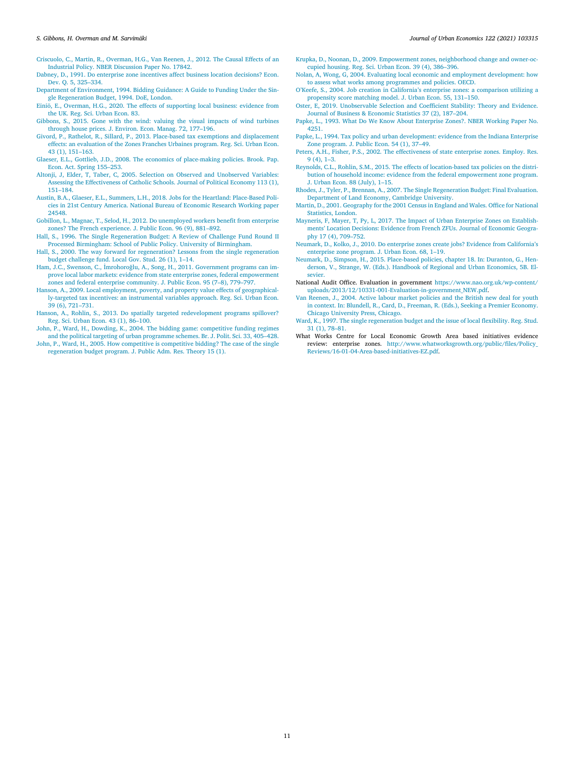Criscuolo, C., Martin, R., Overman, H.G., Van Reenen, J., 2012. The Causal Effects of an Industrial Policy. NBER Discussion Paper No. 17842.

Dabney, D., 1991. Do enterprise zone incentives affect business location decisions? Econ. Dev. Q. 5, 325–334.

Department of Environment, 1994. Bidding Guidance: A Guide to Funding Under the Single Regeneration Budget, 1994. DoE, London.

Einiö, E., Overman, H.G., 2020. The effects of supporting local business: evidence from the UK. Reg. Sci. Urban Econ. 83.

Gibbons, S., 2015. Gone with the wind: valuing the visual impacts of wind turbines through house prices. J. Environ. Econ. Manag. 72, 177–196.

Givord, P., Rathelot, R., Sillard, P., 2013. Place-based tax exemptions and displacement effects: an evaluation of the Zones Franches Urbaines program. Reg. Sci. Urban Econ. 43 (1), 151–163.

Glaeser, E.L., Gottlieb, J.D., 2008. The economics of place-making policies. Brook. Pap. Econ. Act. Spring 155–253.

Altonji, J, Elder, T, Taber, C, 2005. Selection on Observed and Unobserved Variables: Assessing the Effectiveness of Catholic Schools. Journal of Political Economy 113 (1), 151–184.

Austin, B.A., Glaeser, E.L., Summers, L.H., 2018. Jobs for the Heartland: Place-Based Policies in 21st Century America. National Bureau of Economic Research Working paper 24548.

Gobillon, L., Magnac, T., Selod, H., 2012. Do unemployed workers benefit from enterprise zones? The French experience. J. Public Econ. 96 (9), 881–892.

Hall, S., 1996. The Single Regeneration Budget: A Review of Challenge Fund Round II Processed Birmingham: School of Public Policy. University of Birmingham.

Hall, S., 2000. The way forward for regeneration? Lessons from the single regeneration budget challenge fund. Local Gov. Stud. 26 (1), 1–14.

Ham, J.C., Swenson, C., İmrohoroğlu, A., Song, H., 2011. Government programs can improve local labor markets: evidence from state enterprise zones, federal empowerment zones and federal enterprise community. J. Public Econ. 95 (7–8), 779–797.

Hanson, A., 2009. Local employment, poverty, and property value effects of geographically-targeted tax incentives: an instrumental variables approach. Reg. Sci. Urban Econ. 39 (6), 721–731.

Hanson, A., Rohlin, S., 2013. Do spatially targeted redevelopment programs spillover? Reg. Sci. Urban Econ. 43 (1), 86–100.

John, P., Ward, H., Dowding, K., 2004. The bidding game: competitive funding regimes and the political targeting of urban programme schemes. Br. J. Polit. Sci. 33, 405–428.

John, P., Ward, H., 2005. How competitive is competitive bidding? The case of the single regeneration budget program. J. Public Adm. Res. Theory 15 (1).

Krupka, D., Noonan, D., 2009. Empowerment zones, neighborhood change and owner-occupied housing. Reg. Sci. Urban Econ. 39 (4), 386–396.

Nolan, A, Wong, G, 2004. Evaluating local economic and employment development: how to assess what works among programmes and policies. OECD.

O'Keefe, S., 2004. Job creation in California's enterprise zones: a comparison utilizing a propensity score matching model. J. Urban Econ. 55, 131–150.

Oster, E, 2019. Unobservable Selection and Coefficient Stability: Theory and Evidence. Journal of Business & Economic Statistics 37 (2), 187–204.

Papke, L., 1993. What Do We Know About Enterprise Zones?. NBER Working Paper No. 4251.

Papke, L., 1994. Tax policy and urban development: evidence from the Indiana Enterprise Zone program. J. Public Econ. 54 (1), 37–49.

Peters, A.H., Fisher, P.S., 2002. The effectiveness of state enterprise zones. Employ. Res. 9 (4), 1–3.

Reynolds, C.L., Rohlin, S.M., 2015. The effects of location-based tax policies on the distribution of household income: evidence from the federal empowerment zone program. J. Urban Econ. 88 (July), 1–15.

Rhodes, J., Tyler, P., Brennan, A., 2007. The Single Regeneration Budget: Final Evaluation. Department of Land Economy, Cambridge University.

Martin, D., 2001. Geography for the 2001 Census in England and Wales. Office for National Statistics, London.

Mayneris, F, Mayer, T, Py, L, 2017. The Impact of Urban Enterprise Zones on Establishments' Location Decisions: Evidence from French ZFUs. Journal of Economic Geography 17 (4), 709–752.

Neumark, D., Kolko, J., 2010. Do enterprise zones create jobs? Evidence from California's enterprise zone program. J. Urban Econ. 68, 1–19.

Neumark, D., Simpson, H., 2015. Place-based policies, chapter 18. In: Duranton, G., Henderson, V., Strange, W. (Eds.). Handbook of Regional and Urban Economics, 5B. Elsevier.

National Audit Office. Evaluation in government https://www.nao.org.uk/wp-content/uploads/2013/12/10331-001-Evaluation-in-government_NEW.pdf.

Van Reenen, J., 2004. Active labour market policies and the British new deal for youth in context. In: Blundell, R., Card, D., Freeman, R. (Eds.), Seeking a Premier Economy. Chicago University Press, Chicago.

Ward, K., 1997. The single regeneration budget and the issue of local flexibility. Reg. Stud. 31 (1), 78–81.

What Works Centre for Local Economic Growth Area based initiatives evidence review: enterprise zones. http://www.whatworksgrowth.org/public/files/Policy_Reviews/16-01-04-Area-based-initiatives-EZ.pdf.